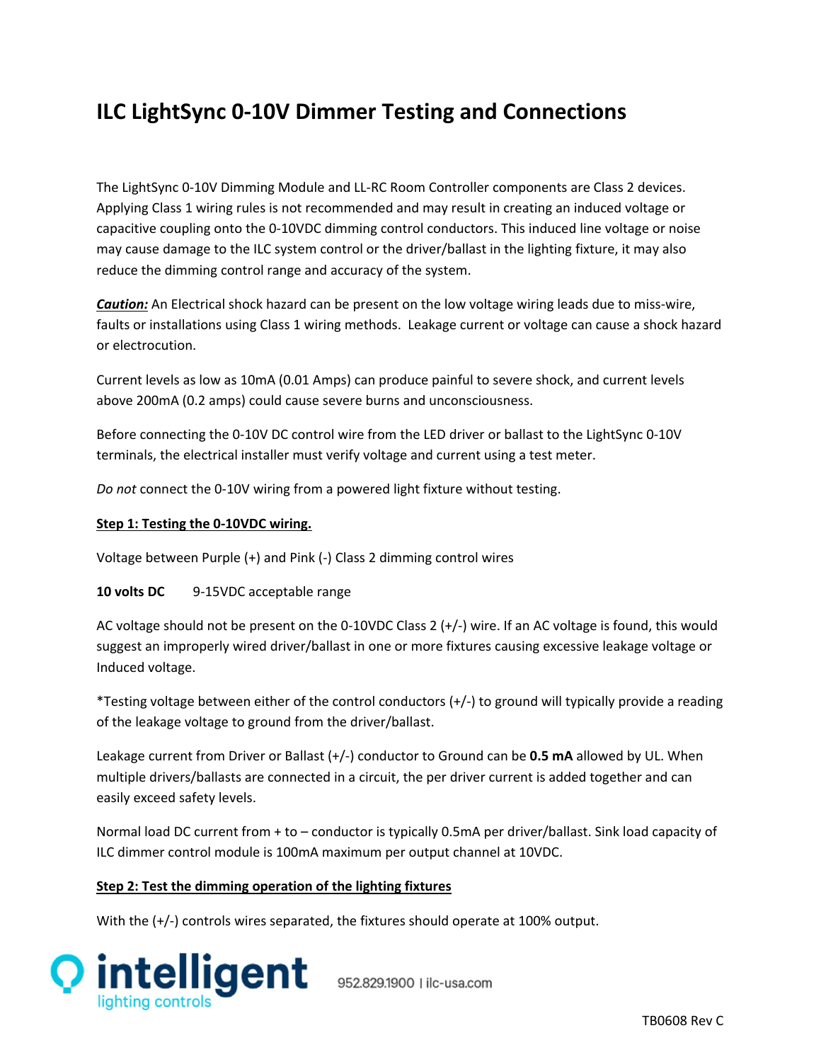# ILC LightSync 0-10V Dimmer Testing and Connections

The LightSync 0-10V Dimming Module and LL-RC Room Controller components are Class 2 devices. Applying Class 1 wiring rules is not recommended and may result in creating an induced voltage or capacitive coupling onto the 0-10VDC dimming control conductors. This induced line voltage or noise may cause damage to the ILC system control or the driver/ballast in the lighting fixture, it may also reduce the dimming control range and accuracy of the system.

***Caution:*** An Electrical shock hazard can be present on the low voltage wiring leads due to miss-wire, faults or installations using Class 1 wiring methods. Leakage current or voltage can cause a shock hazard or electrocution.

Current levels as low as 10mA (0.01 Amps) can produce painful to severe shock, and current levels above 200mA (0.2 amps) could cause severe burns and unconsciousness.

Before connecting the 0-10V DC control wire from the LED driver or ballast to the LightSync 0-10V terminals, the electrical installer must verify voltage and current using a test meter.

*Do not* connect the 0-10V wiring from a powered light fixture without testing.

**Step 1: Testing the 0-10VDC wiring.**

Voltage between Purple (+) and Pink (-) Class 2 dimming control wires

**10 volts DC** 9-15VDC acceptable range

AC voltage should not be present on the 0-10VDC Class 2 (+/-) wire. If an AC voltage is found, this would suggest an improperly wired driver/ballast in one or more fixtures causing excessive leakage voltage or Induced voltage.

*Testing voltage between either of the control conductors (+/-) to ground will typically provide a reading of the leakage voltage to ground from the driver/ballast.

Leakage current from Driver or Ballast (+/-) conductor to Ground can be **0.5 mA** allowed by UL. When multiple drivers/ballasts are connected in a circuit, the per driver current is added together and can easily exceed safety levels.

Normal load DC current from + to – conductor is typically 0.5mA per driver/ballast. Sink load capacity of ILC dimmer control module is 100mA maximum per output channel at 10VDC.

**Step 2: Test the dimming operation of the lighting fixtures**

With the (+/-) controls wires separated, the fixtures should operate at 100% output.

intelligent lighting controls 952.829.1900 | ilc-usa.com

TB0608 Rev C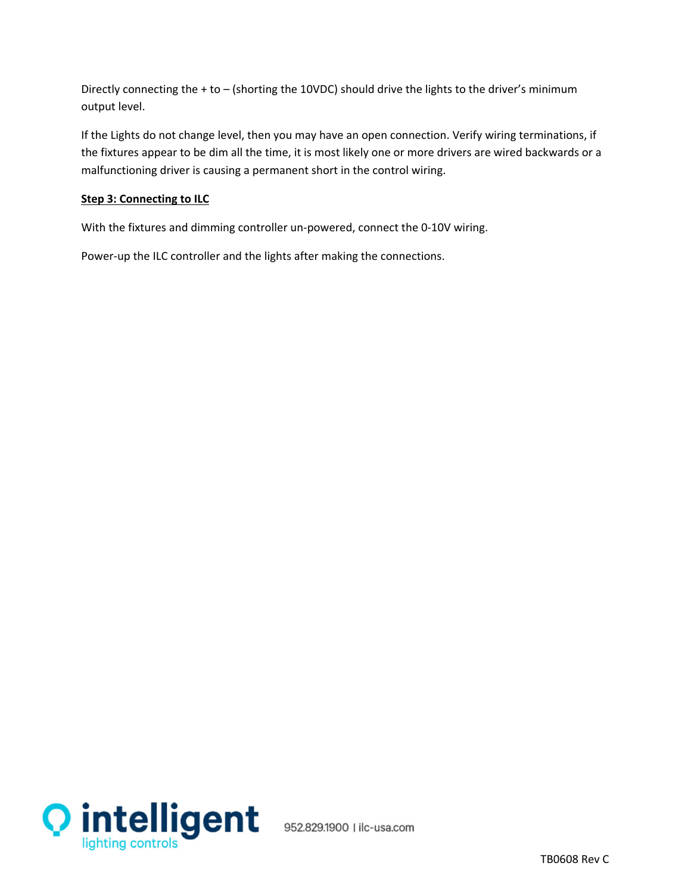Directly connecting the + to – (shorting the 10VDC) should drive the lights to the driver's minimum output level.

If the Lights do not change level, then you may have an open connection. Verify wiring terminations, if the fixtures appear to be dim all the time, it is most likely one or more drivers are wired backwards or a malfunctioning driver is causing a permanent short in the control wiring.

**Step 3: Connecting to ILC**

With the fixtures and dimming controller un-powered, connect the 0-10V wiring.

Power-up the ILC controller and the lights after making the connections.